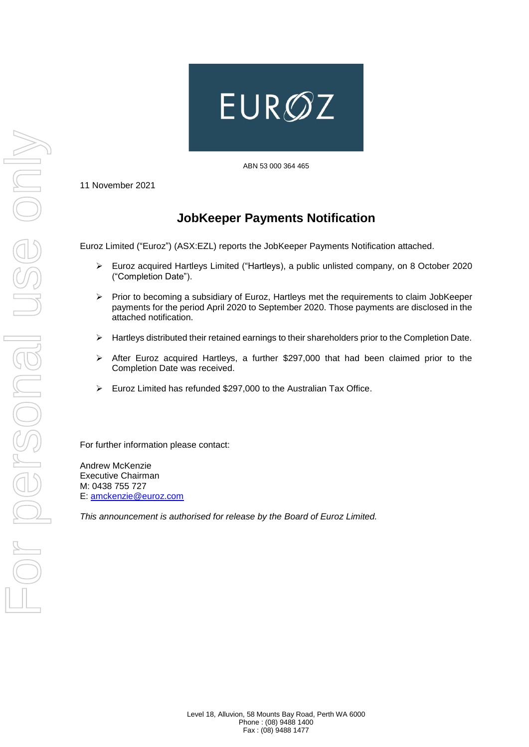EUROZ

ABN 53 000 364 465

11 November 2021

# JobKeeper Payments Notification

Euroz Limited ("Euroz") (ASX:EZL) reports the JobKeeper Payments Notification attached.

- Euroz acquired Hartleys Limited ("Hartleys), a public unlisted company, on 8 October 2020 ("Completion Date").
- Prior to becoming a subsidiary of Euroz, Hartleys met the requirements to claim JobKeeper payments for the period April 2020 to September 2020. Those payments are disclosed in the attached notification.
- Hartleys distributed their retained earnings to their shareholders prior to the Completion Date.
- After Euroz acquired Hartleys, a further $297,000 that had been claimed prior to the Completion Date was received.
- Euroz Limited has refunded $297,000 to the Australian Tax Office.

For further information please contact:

Andrew McKenzie
Executive Chairman
M: 0438 755 727
E: amckenzie@euroz.com

*This announcement is authorised for release by the Board of Euroz Limited.*

Level 18, Alluvion, 58 Mounts Bay Road, Perth WA 6000
Phone : (08) 9488 1400
Fax : (08) 9488 1477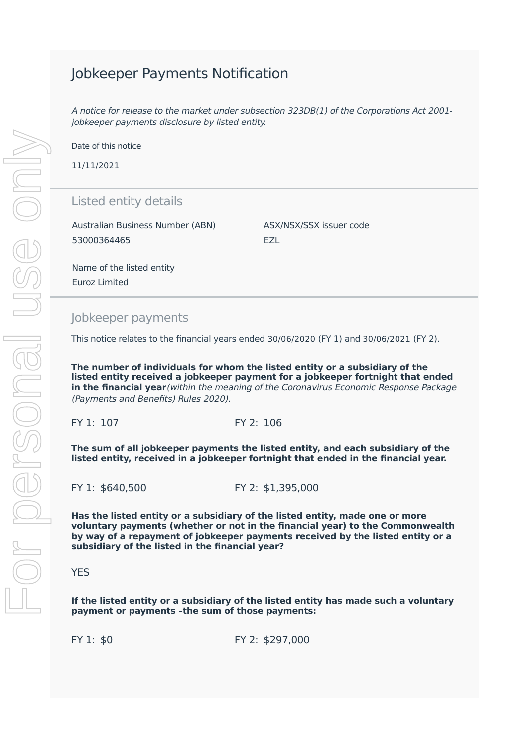# Jobkeeper Payments Notification

*A notice for release to the market under subsection 323DB(1) of the Corporations Act 2001- jobkeeper payments disclosure by listed entity.*

Date of this notice

11/11/2021

## Listed entity details

Australian Business Number (ABN)
53000364465

ASX/NSX/SSX issuer code
EZL

Name of the listed entity
Euroz Limited

## Jobkeeper payments

This notice relates to the financial years ended 30/06/2020 (FY 1) and 30/06/2021 (FY 2).

**The number of individuals for whom the listed entity or a subsidiary of the listed entity received a jobkeeper payment for a jobkeeper fortnight that ended in the financial year***(within the meaning of the Coronavirus Economic Response Package (Payments and Benefits) Rules 2020).*

FY 1: 107

FY 2: 106

**The sum of all jobkeeper payments the listed entity, and each subsidiary of the listed entity, received in a jobkeeper fortnight that ended in the financial year.**

FY 1: $640,500

FY 2: $1,395,000

**Has the listed entity or a subsidiary of the listed entity, made one or more voluntary payments (whether or not in the financial year) to the Commonwealth by way of a repayment of jobkeeper payments received by the listed entity or a subsidiary of the listed in the financial year?**

YES

**If the listed entity or a subsidiary of the listed entity has made such a voluntary payment or payments –the sum of those payments:**

FY 1: $0

FY 2: $297,000